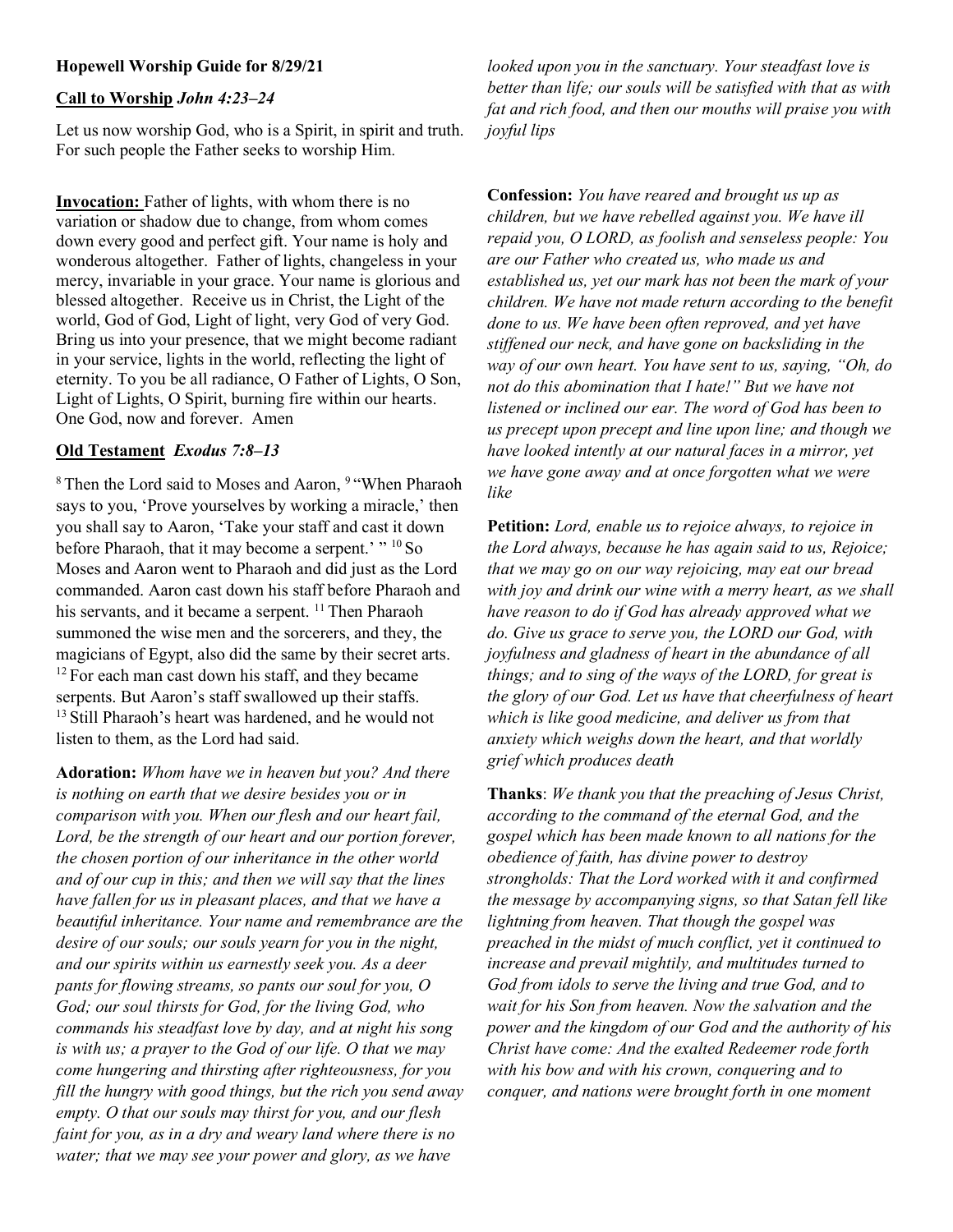**Hopewell Worship Guide for 8/29/21**

**Call to Worship** ***John 4:23–24***

Let us now worship God, who is a Spirit, in spirit and truth. For such people the Father seeks to worship Him.

**Invocation:** Father of lights, with whom there is no variation or shadow due to change, from whom comes down every good and perfect gift. Your name is holy and wonderous altogether. Father of lights, changeless in your mercy, invariable in your grace. Your name is glorious and blessed altogether. Receive us in Christ, the Light of the world, God of God, Light of light, very God of very God. Bring us into your presence, that we might become radiant in your service, lights in the world, reflecting the light of eternity. To you be all radiance, O Father of Lights, O Son, Light of Lights, O Spirit, burning fire within our hearts. One God, now and forever. Amen

**Old Testament** ***Exodus 7:8–13***

[8] Then the Lord said to Moses and Aaron, [9] "When Pharaoh says to you, 'Prove yourselves by working a miracle,' then you shall say to Aaron, 'Take your staff and cast it down before Pharaoh, that it may become a serpent.' " [10] So Moses and Aaron went to Pharaoh and did just as the Lord commanded. Aaron cast down his staff before Pharaoh and his servants, and it became a serpent. [11] Then Pharaoh summoned the wise men and the sorcerers, and they, the magicians of Egypt, also did the same by their secret arts. [12] For each man cast down his staff, and they became serpents. But Aaron's staff swallowed up their staffs. [13] Still Pharaoh's heart was hardened, and he would not listen to them, as the Lord had said.

**Adoration:** *Whom have we in heaven but you? And there is nothing on earth that we desire besides you or in comparison with you. When our flesh and our heart fail, Lord, be the strength of our heart and our portion forever, the chosen portion of our inheritance in the other world and of our cup in this; and then we will say that the lines have fallen for us in pleasant places, and that we have a beautiful inheritance. Your name and remembrance are the desire of our souls; our souls yearn for you in the night, and our spirits within us earnestly seek you. As a deer pants for flowing streams, so pants our soul for you, O God; our soul thirsts for God, for the living God, who commands his steadfast love by day, and at night his song is with us; a prayer to the God of our life. O that we may come hungering and thirsting after righteousness, for you fill the hungry with good things, but the rich you send away empty. O that our souls may thirst for you, and our flesh faint for you, as in a dry and weary land where there is no water; that we may see your power and glory, as we have looked upon you in the sanctuary. Your steadfast love is better than life; our souls will be satisfied with that as with fat and rich food, and then our mouths will praise you with joyful lips*

**Confession:** *You have reared and brought us up as children, but we have rebelled against you. We have ill repaid you, O LORD, as foolish and senseless people: You are our Father who created us, who made us and established us, yet our mark has not been the mark of your children. We have not made return according to the benefit done to us. We have been often reproved, and yet have stiffened our neck, and have gone on backsliding in the way of our own heart. You have sent to us, saying, "Oh, do not do this abomination that I hate!" But we have not listened or inclined our ear. The word of God has been to us precept upon precept and line upon line; and though we have looked intently at our natural faces in a mirror, yet we have gone away and at once forgotten what we were like*

**Petition:** *Lord, enable us to rejoice always, to rejoice in the Lord always, because he has again said to us, Rejoice; that we may go on our way rejoicing, may eat our bread with joy and drink our wine with a merry heart, as we shall have reason to do if God has already approved what we do. Give us grace to serve you, the LORD our God, with joyfulness and gladness of heart in the abundance of all things; and to sing of the ways of the LORD, for great is the glory of our God. Let us have that cheerfulness of heart which is like good medicine, and deliver us from that anxiety which weighs down the heart, and that worldly grief which produces death*

**Thanks**: *We thank you that the preaching of Jesus Christ, according to the command of the eternal God, and the gospel which has been made known to all nations for the obedience of faith, has divine power to destroy strongholds: That the Lord worked with it and confirmed the message by accompanying signs, so that Satan fell like lightning from heaven. That though the gospel was preached in the midst of much conflict, yet it continued to increase and prevail mightily, and multitudes turned to God from idols to serve the living and true God, and to wait for his Son from heaven. Now the salvation and the power and the kingdom of our God and the authority of his Christ have come: And the exalted Redeemer rode forth with his bow and with his crown, conquering and to conquer, and nations were brought forth in one moment*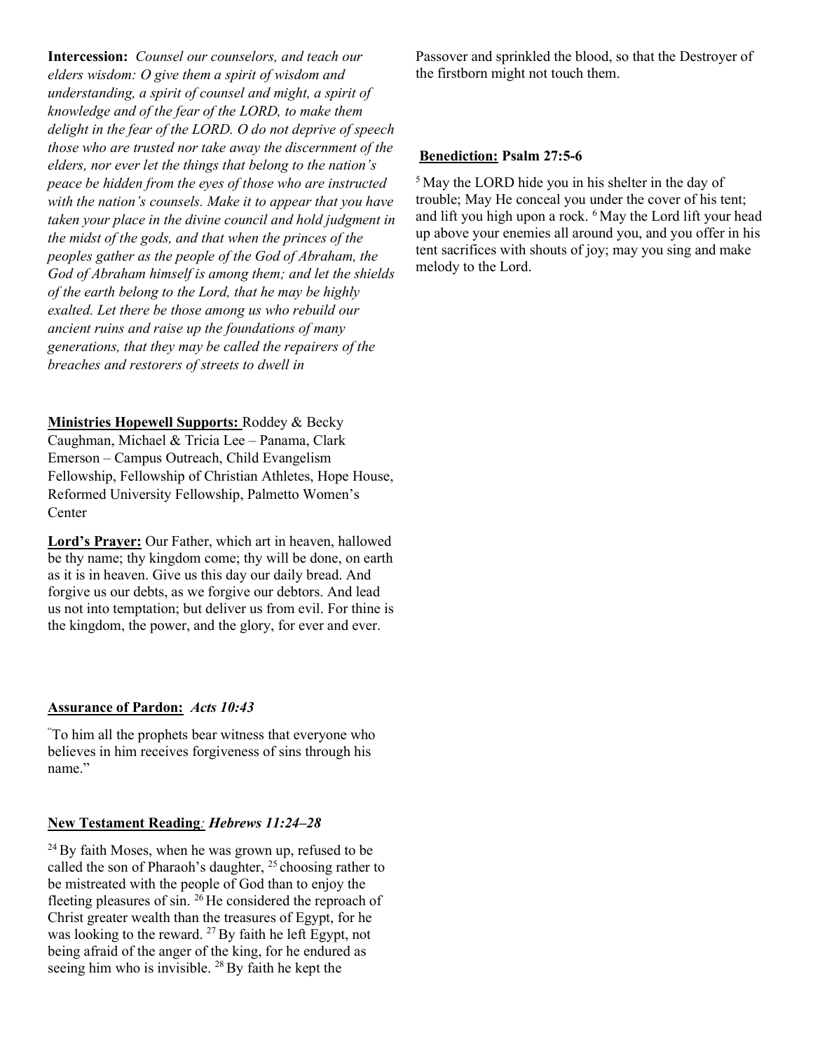**Intercession:** *Counsel our counselors, and teach our elders wisdom: O give them a spirit of wisdom and understanding, a spirit of counsel and might, a spirit of knowledge and of the fear of the LORD, to make them delight in the fear of the LORD. O do not deprive of speech those who are trusted nor take away the discernment of the elders, nor ever let the things that belong to the nation's peace be hidden from the eyes of those who are instructed with the nation's counsels. Make it to appear that you have taken your place in the divine council and hold judgment in the midst of the gods, and that when the princes of the peoples gather as the people of the God of Abraham, the God of Abraham himself is among them; and let the shields of the earth belong to the Lord, that he may be highly exalted. Let there be those among us who rebuild our ancient ruins and raise up the foundations of many generations, that they may be called the repairers of the breaches and restorers of streets to dwell in*

**Ministries Hopewell Supports:** Roddey & Becky Caughman, Michael & Tricia Lee – Panama, Clark Emerson – Campus Outreach, Child Evangelism Fellowship, Fellowship of Christian Athletes, Hope House, Reformed University Fellowship, Palmetto Women's Center

**Lord's Prayer:** Our Father, which art in heaven, hallowed be thy name; thy kingdom come; thy will be done, on earth as it is in heaven. Give us this day our daily bread. And forgive us our debts, as we forgive our debtors. And lead us not into temptation; but deliver us from evil. For thine is the kingdom, the power, and the glory, for ever and ever.

**Assurance of Pardon:** ***Acts 10:43***

"To him all the prophets bear witness that everyone who believes in him receives forgiveness of sins through his name."

**New Testament Reading*:*** ***Hebrews 11:24–28***

[24] By faith Moses, when he was grown up, refused to be called the son of Pharaoh's daughter, [25] choosing rather to be mistreated with the people of God than to enjoy the fleeting pleasures of sin. [26] He considered the reproach of Christ greater wealth than the treasures of Egypt, for he was looking to the reward. [27] By faith he left Egypt, not being afraid of the anger of the king, for he endured as seeing him who is invisible. [28] By faith he kept the Passover and sprinkled the blood, so that the Destroyer of the firstborn might not touch them.

**Benediction: Psalm 27:5-6**

[5] May the LORD hide you in his shelter in the day of trouble; May He conceal you under the cover of his tent; and lift you high upon a rock. [6] May the Lord lift your head up above your enemies all around you, and you offer in his tent sacrifices with shouts of joy; may you sing and make melody to the Lord.